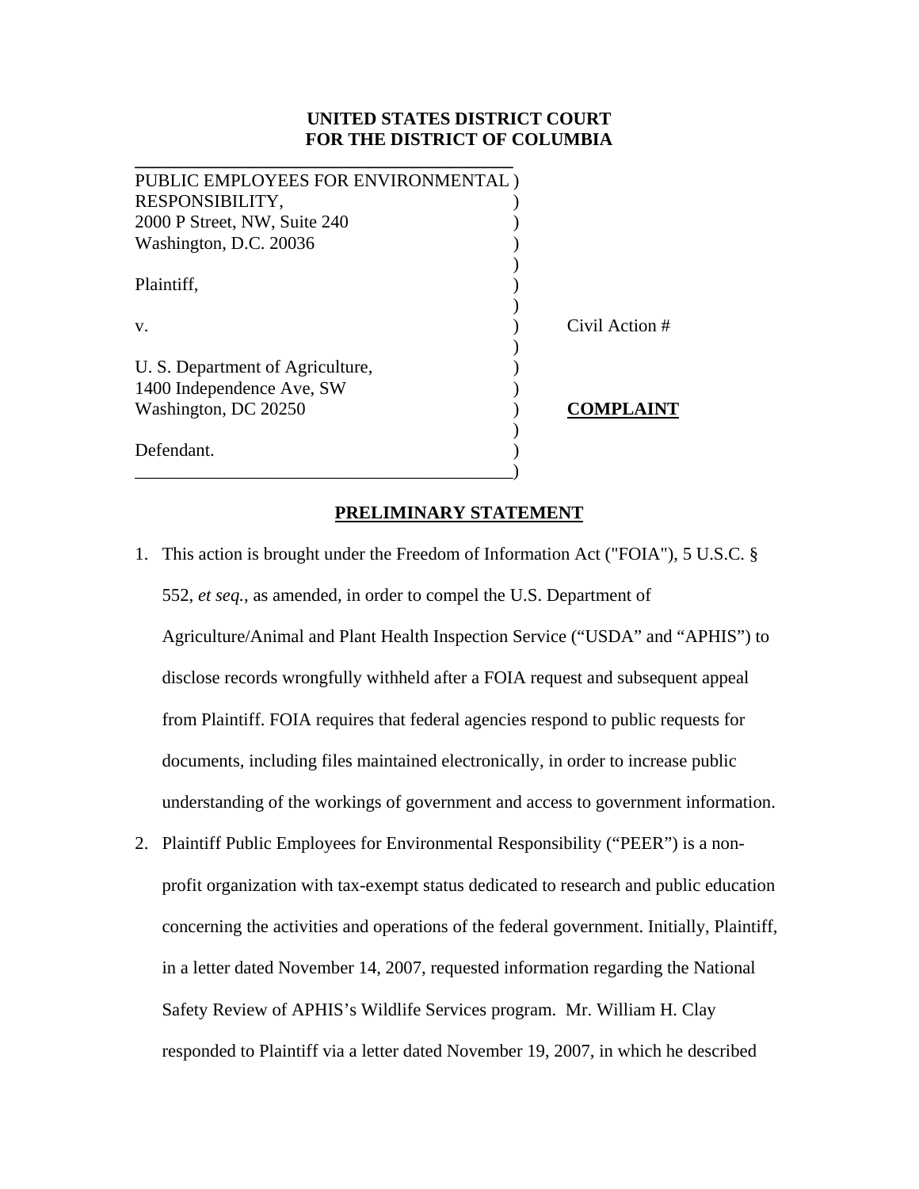**UNITED STATES DISTRICT COURT**
**FOR THE DISTRICT OF COLUMBIA**

PUBLIC EMPLOYEES FOR ENVIRONMENTAL )
RESPONSIBILITY, )
2000 P Street, NW, Suite 240 )
Washington, D.C. 20036 )
)
Plaintiff, )
)
v. ) Civil Action #
)
U. S. Department of Agriculture, )
1400 Independence Ave, SW )
Washington, DC 20250 ) **COMPLAINT**
)
Defendant. )
)

## PRELIMINARY STATEMENT

1. This action is brought under the Freedom of Information Act ("FOIA"), 5 U.S.C. § 552, *et seq.*, as amended, in order to compel the U.S. Department of Agriculture/Animal and Plant Health Inspection Service ("USDA" and "APHIS") to disclose records wrongfully withheld after a FOIA request and subsequent appeal from Plaintiff. FOIA requires that federal agencies respond to public requests for documents, including files maintained electronically, in order to increase public understanding of the workings of government and access to government information.

2. Plaintiff Public Employees for Environmental Responsibility ("PEER") is a non-profit organization with tax-exempt status dedicated to research and public education concerning the activities and operations of the federal government. Initially, Plaintiff, in a letter dated November 14, 2007, requested information regarding the National Safety Review of APHIS's Wildlife Services program. Mr. William H. Clay responded to Plaintiff via a letter dated November 19, 2007, in which he described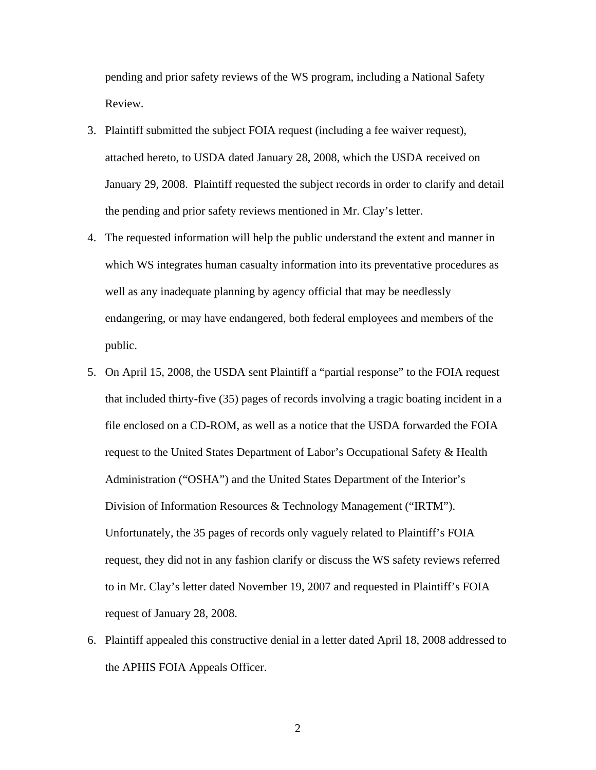pending and prior safety reviews of the WS program, including a National Safety Review.

3. Plaintiff submitted the subject FOIA request (including a fee waiver request), attached hereto, to USDA dated January 28, 2008, which the USDA received on January 29, 2008. Plaintiff requested the subject records in order to clarify and detail the pending and prior safety reviews mentioned in Mr. Clay's letter.
4. The requested information will help the public understand the extent and manner in which WS integrates human casualty information into its preventative procedures as well as any inadequate planning by agency official that may be needlessly endangering, or may have endangered, both federal employees and members of the public.
5. On April 15, 2008, the USDA sent Plaintiff a "partial response" to the FOIA request that included thirty-five (35) pages of records involving a tragic boating incident in a file enclosed on a CD-ROM, as well as a notice that the USDA forwarded the FOIA request to the United States Department of Labor's Occupational Safety & Health Administration ("OSHA") and the United States Department of the Interior's Division of Information Resources & Technology Management ("IRTM"). Unfortunately, the 35 pages of records only vaguely related to Plaintiff's FOIA request, they did not in any fashion clarify or discuss the WS safety reviews referred to in Mr. Clay's letter dated November 19, 2007 and requested in Plaintiff's FOIA request of January 28, 2008.
6. Plaintiff appealed this constructive denial in a letter dated April 18, 2008 addressed to the APHIS FOIA Appeals Officer.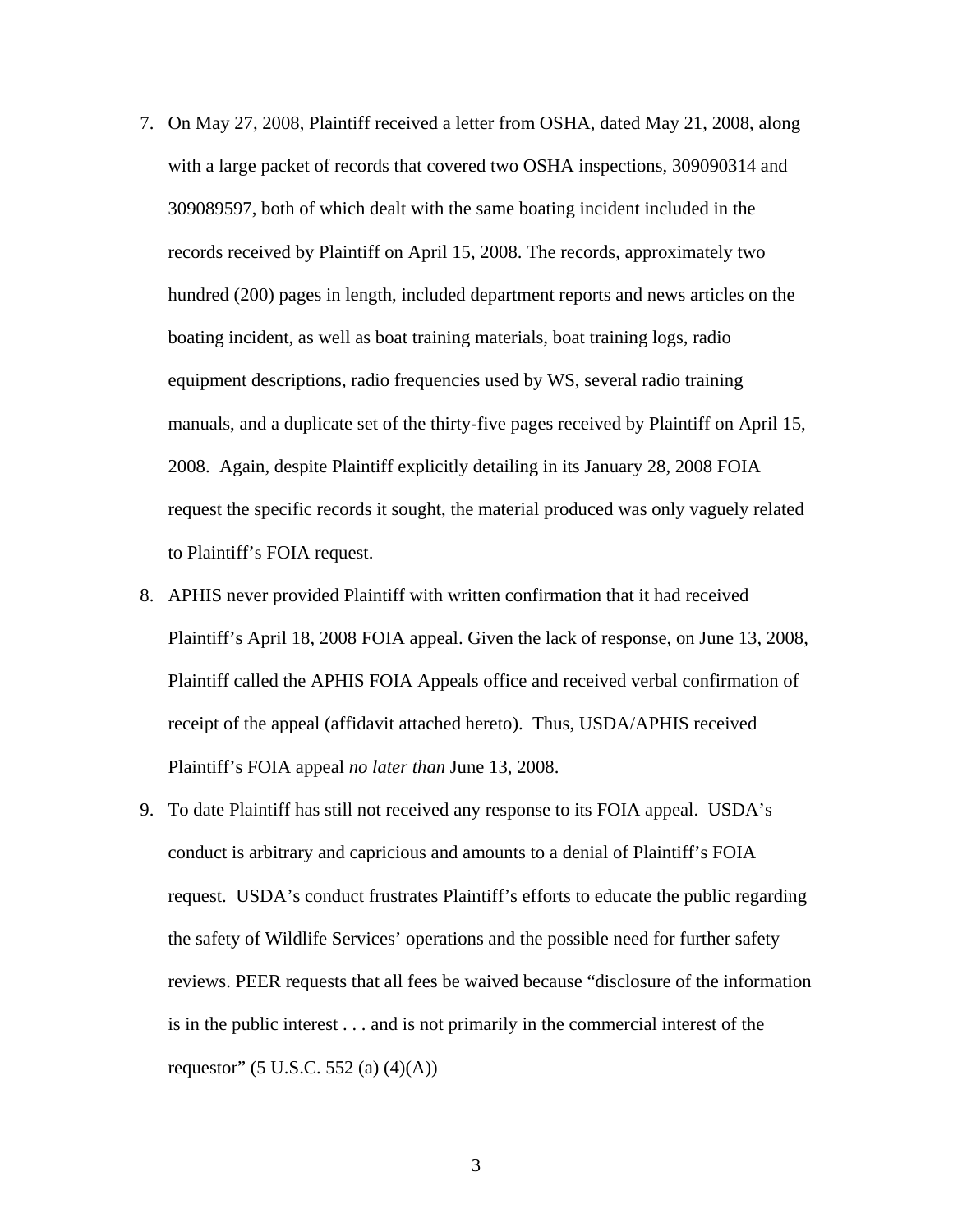7. On May 27, 2008, Plaintiff received a letter from OSHA, dated May 21, 2008, along with a large packet of records that covered two OSHA inspections, 309090314 and 309089597, both of which dealt with the same boating incident included in the records received by Plaintiff on April 15, 2008. The records, approximately two hundred (200) pages in length, included department reports and news articles on the boating incident, as well as boat training materials, boat training logs, radio equipment descriptions, radio frequencies used by WS, several radio training manuals, and a duplicate set of the thirty-five pages received by Plaintiff on April 15, 2008. Again, despite Plaintiff explicitly detailing in its January 28, 2008 FOIA request the specific records it sought, the material produced was only vaguely related to Plaintiff's FOIA request.
8. APHIS never provided Plaintiff with written confirmation that it had received Plaintiff's April 18, 2008 FOIA appeal. Given the lack of response, on June 13, 2008, Plaintiff called the APHIS FOIA Appeals office and received verbal confirmation of receipt of the appeal (affidavit attached hereto). Thus, USDA/APHIS received Plaintiff's FOIA appeal *no later than* June 13, 2008.
9. To date Plaintiff has still not received any response to its FOIA appeal. USDA's conduct is arbitrary and capricious and amounts to a denial of Plaintiff's FOIA request. USDA's conduct frustrates Plaintiff's efforts to educate the public regarding the safety of Wildlife Services' operations and the possible need for further safety reviews. PEER requests that all fees be waived because "disclosure of the information is in the public interest . . . and is not primarily in the commercial interest of the requestor" (5 U.S.C. 552 (a) (4)(A))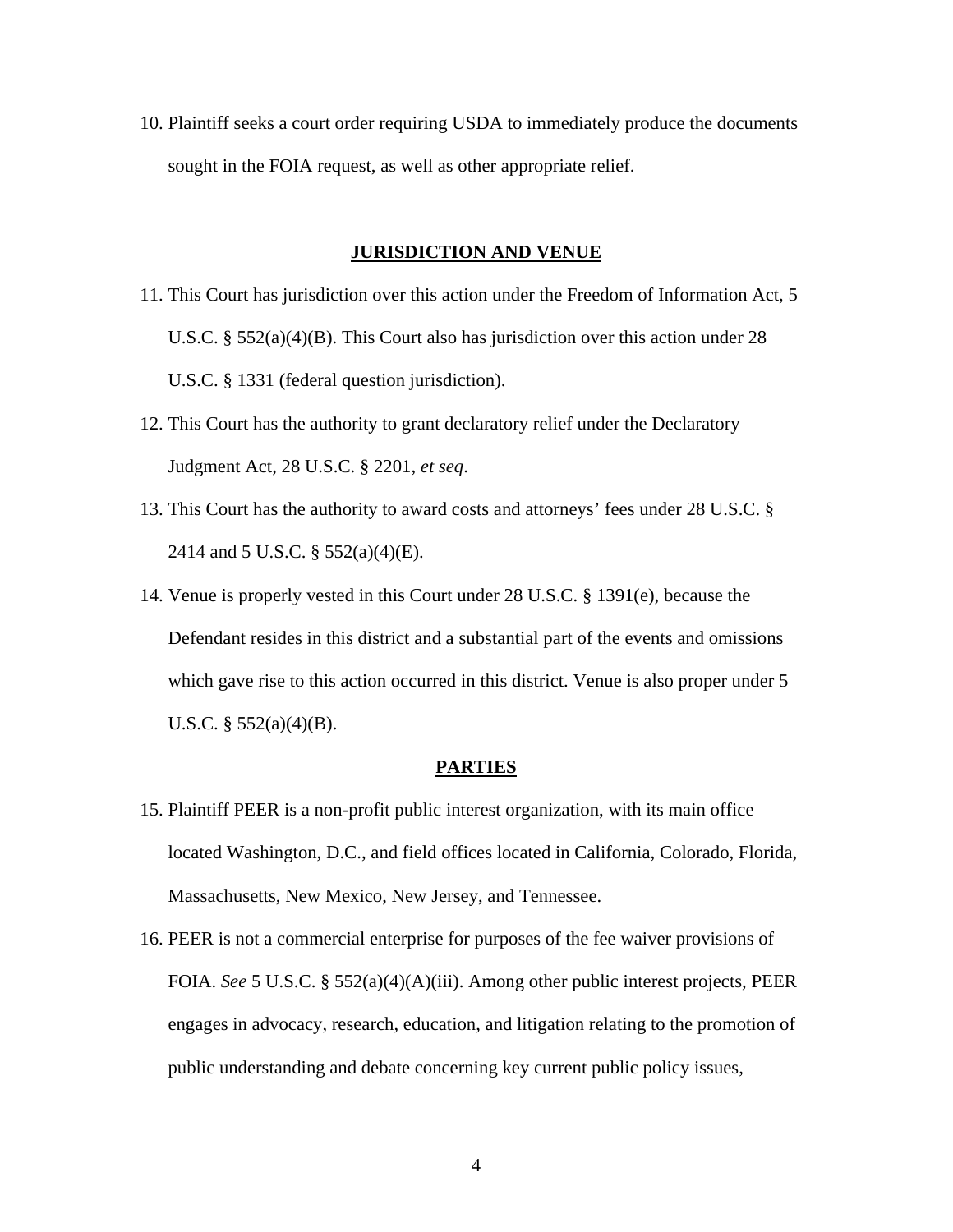10. Plaintiff seeks a court order requiring USDA to immediately produce the documents sought in the FOIA request, as well as other appropriate relief.

**JURISDICTION AND VENUE**

11. This Court has jurisdiction over this action under the Freedom of Information Act, 5 U.S.C. § 552(a)(4)(B). This Court also has jurisdiction over this action under 28 U.S.C. § 1331 (federal question jurisdiction).

12. This Court has the authority to grant declaratory relief under the Declaratory Judgment Act, 28 U.S.C. § 2201, *et seq*.

13. This Court has the authority to award costs and attorneys' fees under 28 U.S.C. § 2414 and 5 U.S.C. § 552(a)(4)(E).

14. Venue is properly vested in this Court under 28 U.S.C. § 1391(e), because the Defendant resides in this district and a substantial part of the events and omissions which gave rise to this action occurred in this district. Venue is also proper under 5 U.S.C. § 552(a)(4)(B).

**PARTIES**

15. Plaintiff PEER is a non-profit public interest organization, with its main office located Washington, D.C., and field offices located in California, Colorado, Florida, Massachusetts, New Mexico, New Jersey, and Tennessee.

16. PEER is not a commercial enterprise for purposes of the fee waiver provisions of FOIA. *See* 5 U.S.C. § 552(a)(4)(A)(iii). Among other public interest projects, PEER engages in advocacy, research, education, and litigation relating to the promotion of public understanding and debate concerning key current public policy issues,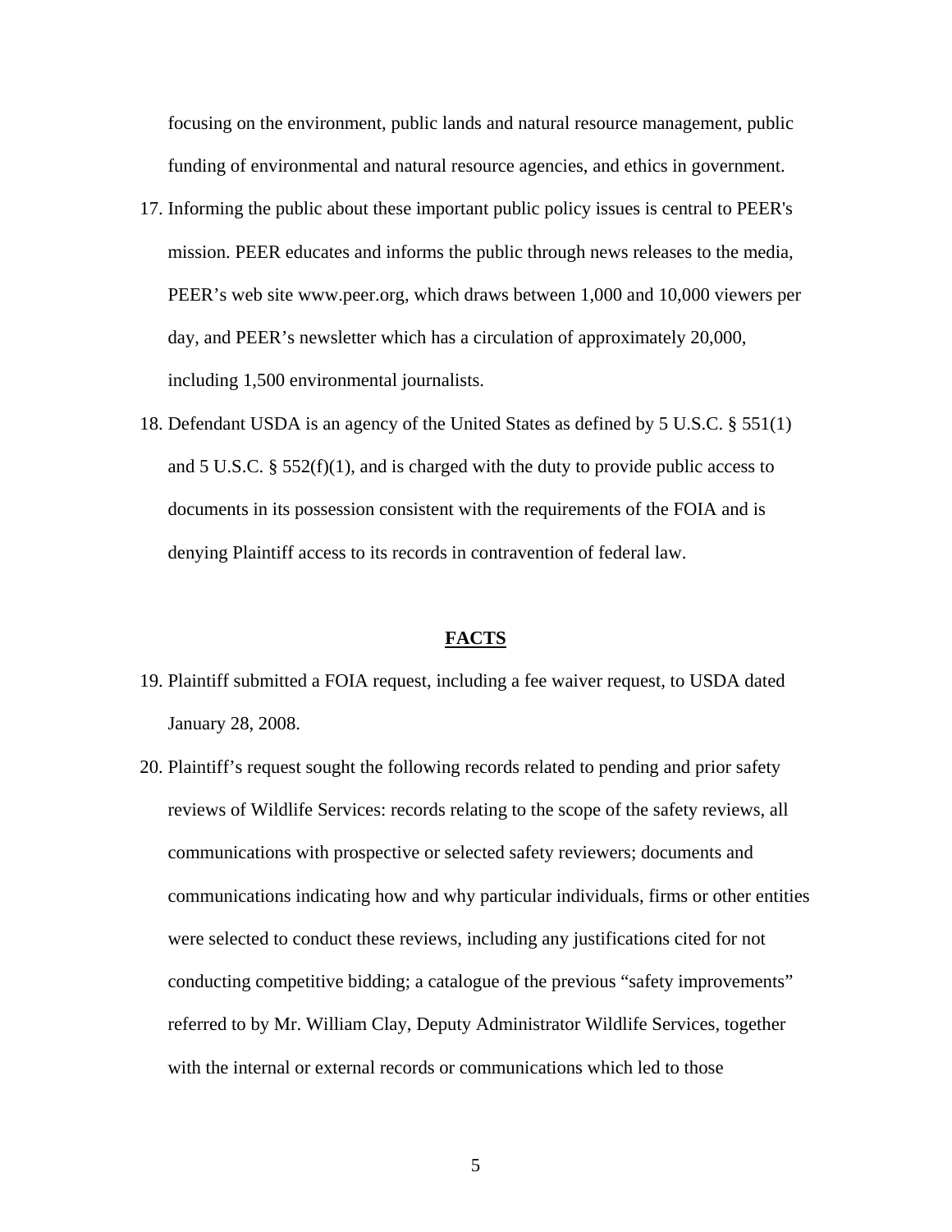focusing on the environment, public lands and natural resource management, public funding of environmental and natural resource agencies, and ethics in government.

17. Informing the public about these important public policy issues is central to PEER's mission. PEER educates and informs the public through news releases to the media, PEER's web site www.peer.org, which draws between 1,000 and 10,000 viewers per day, and PEER's newsletter which has a circulation of approximately 20,000, including 1,500 environmental journalists.

18. Defendant USDA is an agency of the United States as defined by 5 U.S.C. § 551(1) and 5 U.S.C. § 552(f)(1), and is charged with the duty to provide public access to documents in its possession consistent with the requirements of the FOIA and is denying Plaintiff access to its records in contravention of federal law.

## FACTS

19. Plaintiff submitted a FOIA request, including a fee waiver request, to USDA dated January 28, 2008.

20. Plaintiff's request sought the following records related to pending and prior safety reviews of Wildlife Services: records relating to the scope of the safety reviews, all communications with prospective or selected safety reviewers; documents and communications indicating how and why particular individuals, firms or other entities were selected to conduct these reviews, including any justifications cited for not conducting competitive bidding; a catalogue of the previous "safety improvements" referred to by Mr. William Clay, Deputy Administrator Wildlife Services, together with the internal or external records or communications which led to those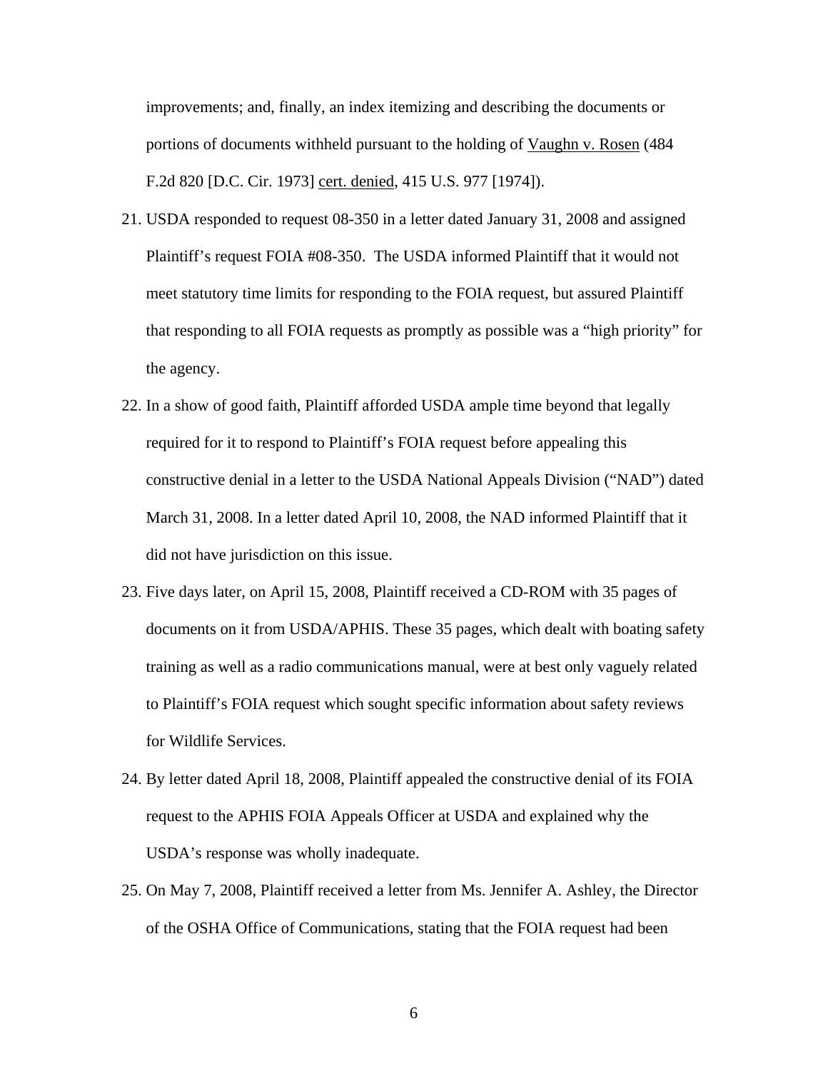improvements; and, finally, an index itemizing and describing the documents or portions of documents withheld pursuant to the holding of Vaughn v. Rosen (484 F.2d 820 [D.C. Cir. 1973] cert. denied, 415 U.S. 977 [1974]).

21. USDA responded to request 08-350 in a letter dated January 31, 2008 and assigned Plaintiff's request FOIA #08-350. The USDA informed Plaintiff that it would not meet statutory time limits for responding to the FOIA request, but assured Plaintiff that responding to all FOIA requests as promptly as possible was a "high priority" for the agency.

22. In a show of good faith, Plaintiff afforded USDA ample time beyond that legally required for it to respond to Plaintiff's FOIA request before appealing this constructive denial in a letter to the USDA National Appeals Division ("NAD") dated March 31, 2008. In a letter dated April 10, 2008, the NAD informed Plaintiff that it did not have jurisdiction on this issue.

23. Five days later, on April 15, 2008, Plaintiff received a CD-ROM with 35 pages of documents on it from USDA/APHIS. These 35 pages, which dealt with boating safety training as well as a radio communications manual, were at best only vaguely related to Plaintiff's FOIA request which sought specific information about safety reviews for Wildlife Services.

24. By letter dated April 18, 2008, Plaintiff appealed the constructive denial of its FOIA request to the APHIS FOIA Appeals Officer at USDA and explained why the USDA's response was wholly inadequate.

25. On May 7, 2008, Plaintiff received a letter from Ms. Jennifer A. Ashley, the Director of the OSHA Office of Communications, stating that the FOIA request had been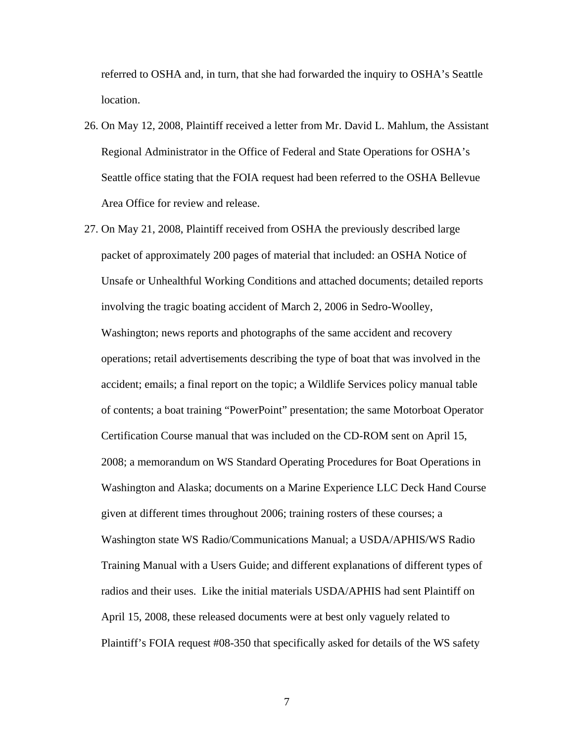referred to OSHA and, in turn, that she had forwarded the inquiry to OSHA's Seattle location.

26. On May 12, 2008, Plaintiff received a letter from Mr. David L. Mahlum, the Assistant Regional Administrator in the Office of Federal and State Operations for OSHA's Seattle office stating that the FOIA request had been referred to the OSHA Bellevue Area Office for review and release.

27. On May 21, 2008, Plaintiff received from OSHA the previously described large packet of approximately 200 pages of material that included: an OSHA Notice of Unsafe or Unhealthful Working Conditions and attached documents; detailed reports involving the tragic boating accident of March 2, 2006 in Sedro-Woolley, Washington; news reports and photographs of the same accident and recovery operations; retail advertisements describing the type of boat that was involved in the accident; emails; a final report on the topic; a Wildlife Services policy manual table of contents; a boat training "PowerPoint" presentation; the same Motorboat Operator Certification Course manual that was included on the CD-ROM sent on April 15, 2008; a memorandum on WS Standard Operating Procedures for Boat Operations in Washington and Alaska; documents on a Marine Experience LLC Deck Hand Course given at different times throughout 2006; training rosters of these courses; a Washington state WS Radio/Communications Manual; a USDA/APHIS/WS Radio Training Manual with a Users Guide; and different explanations of different types of radios and their uses. Like the initial materials USDA/APHIS had sent Plaintiff on April 15, 2008, these released documents were at best only vaguely related to Plaintiff's FOIA request #08-350 that specifically asked for details of the WS safety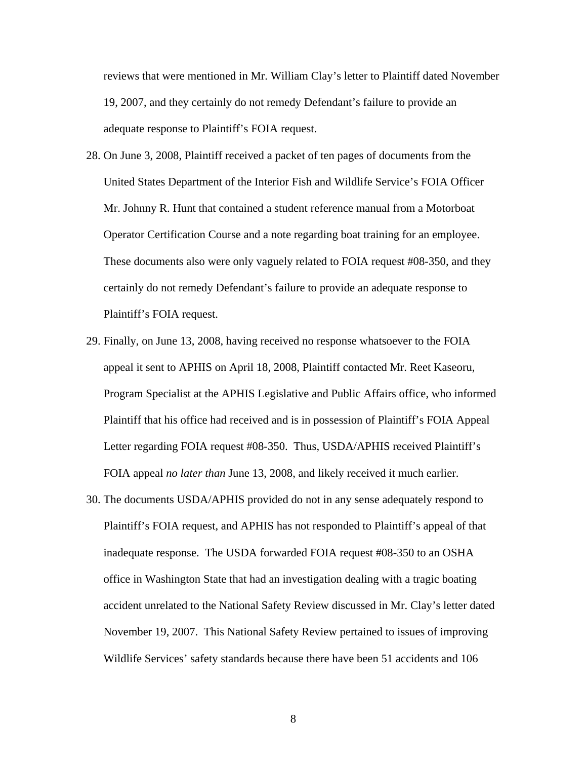reviews that were mentioned in Mr. William Clay's letter to Plaintiff dated November 19, 2007, and they certainly do not remedy Defendant's failure to provide an adequate response to Plaintiff's FOIA request.

28. On June 3, 2008, Plaintiff received a packet of ten pages of documents from the United States Department of the Interior Fish and Wildlife Service's FOIA Officer Mr. Johnny R. Hunt that contained a student reference manual from a Motorboat Operator Certification Course and a note regarding boat training for an employee. These documents also were only vaguely related to FOIA request #08-350, and they certainly do not remedy Defendant's failure to provide an adequate response to Plaintiff's FOIA request.

29. Finally, on June 13, 2008, having received no response whatsoever to the FOIA appeal it sent to APHIS on April 18, 2008, Plaintiff contacted Mr. Reet Kaseoru, Program Specialist at the APHIS Legislative and Public Affairs office, who informed Plaintiff that his office had received and is in possession of Plaintiff's FOIA Appeal Letter regarding FOIA request #08-350. Thus, USDA/APHIS received Plaintiff's FOIA appeal *no later than* June 13, 2008, and likely received it much earlier.

30. The documents USDA/APHIS provided do not in any sense adequately respond to Plaintiff's FOIA request, and APHIS has not responded to Plaintiff's appeal of that inadequate response. The USDA forwarded FOIA request #08-350 to an OSHA office in Washington State that had an investigation dealing with a tragic boating accident unrelated to the National Safety Review discussed in Mr. Clay's letter dated November 19, 2007. This National Safety Review pertained to issues of improving Wildlife Services' safety standards because there have been 51 accidents and 106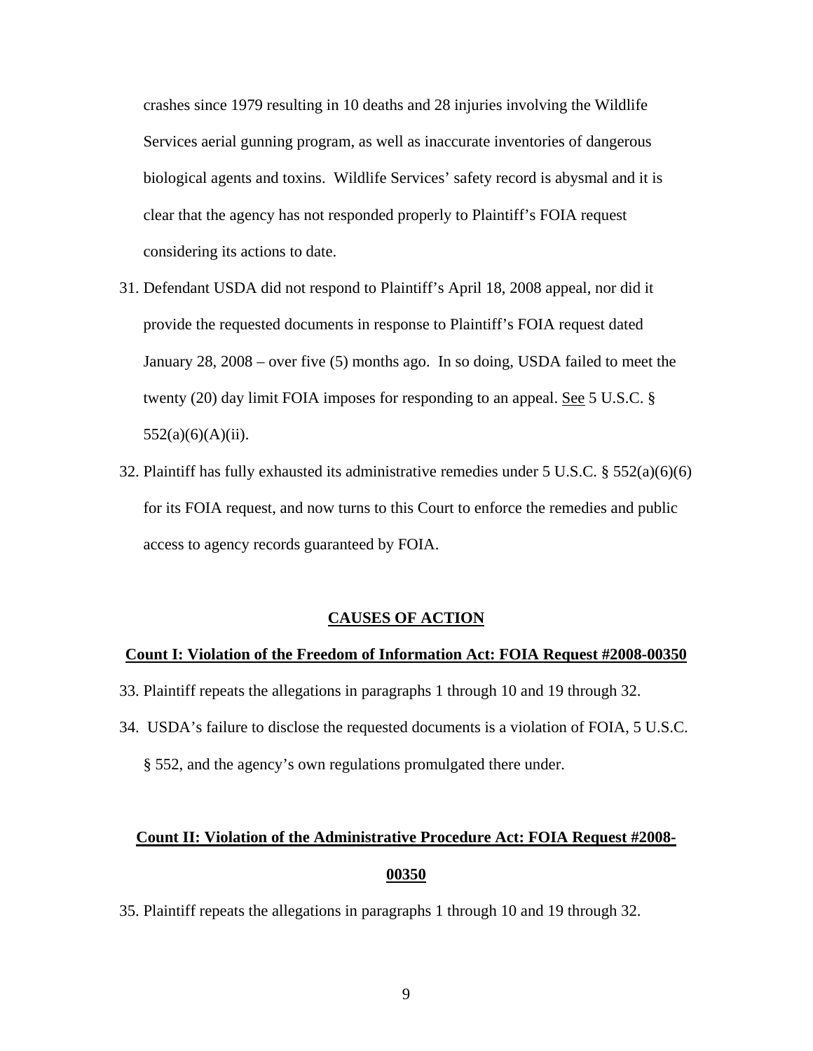crashes since 1979 resulting in 10 deaths and 28 injuries involving the Wildlife Services aerial gunning program, as well as inaccurate inventories of dangerous biological agents and toxins. Wildlife Services' safety record is abysmal and it is clear that the agency has not responded properly to Plaintiff's FOIA request considering its actions to date.

31. Defendant USDA did not respond to Plaintiff's April 18, 2008 appeal, nor did it provide the requested documents in response to Plaintiff's FOIA request dated January 28, 2008 – over five (5) months ago. In so doing, USDA failed to meet the twenty (20) day limit FOIA imposes for responding to an appeal. See 5 U.S.C. § 552(a)(6)(A)(ii).

32. Plaintiff has fully exhausted its administrative remedies under 5 U.S.C. § 552(a)(6)(6) for its FOIA request, and now turns to this Court to enforce the remedies and public access to agency records guaranteed by FOIA.

## CAUSES OF ACTION

### Count I: Violation of the Freedom of Information Act: FOIA Request #2008-00350

33. Plaintiff repeats the allegations in paragraphs 1 through 10 and 19 through 32.

34. USDA's failure to disclose the requested documents is a violation of FOIA, 5 U.S.C. § 552, and the agency's own regulations promulgated there under.

### Count II: Violation of the Administrative Procedure Act: FOIA Request #2008-00350

35. Plaintiff repeats the allegations in paragraphs 1 through 10 and 19 through 32.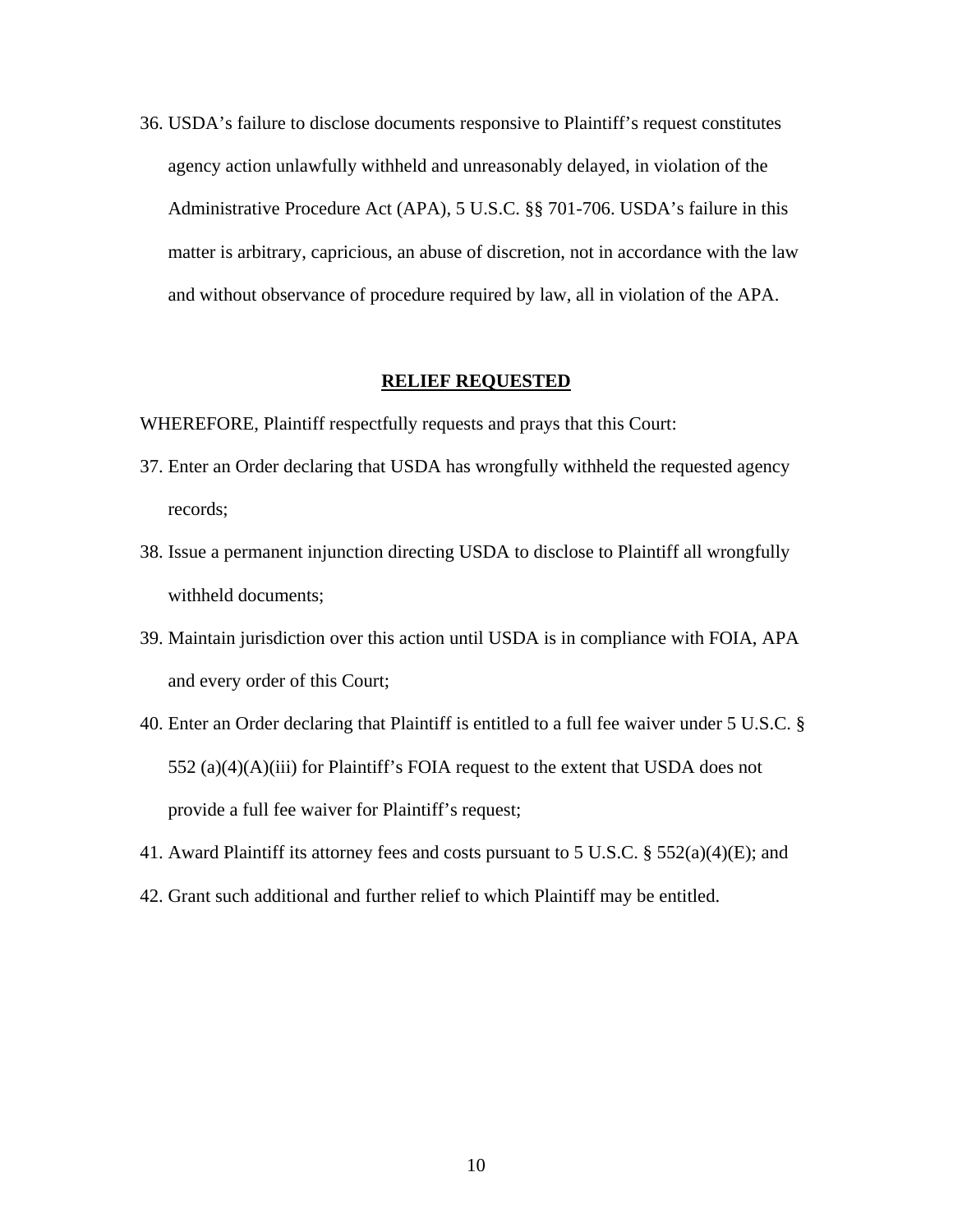36. USDA's failure to disclose documents responsive to Plaintiff's request constitutes agency action unlawfully withheld and unreasonably delayed, in violation of the Administrative Procedure Act (APA), 5 U.S.C. §§ 701-706. USDA's failure in this matter is arbitrary, capricious, an abuse of discretion, not in accordance with the law and without observance of procedure required by law, all in violation of the APA.

## RELIEF REQUESTED

WHEREFORE, Plaintiff respectfully requests and prays that this Court:

37. Enter an Order declaring that USDA has wrongfully withheld the requested agency records;
38. Issue a permanent injunction directing USDA to disclose to Plaintiff all wrongfully withheld documents;
39. Maintain jurisdiction over this action until USDA is in compliance with FOIA, APA and every order of this Court;
40. Enter an Order declaring that Plaintiff is entitled to a full fee waiver under 5 U.S.C. § 552 (a)(4)(A)(iii) for Plaintiff's FOIA request to the extent that USDA does not provide a full fee waiver for Plaintiff's request;
41. Award Plaintiff its attorney fees and costs pursuant to 5 U.S.C. § 552(a)(4)(E); and
42. Grant such additional and further relief to which Plaintiff may be entitled.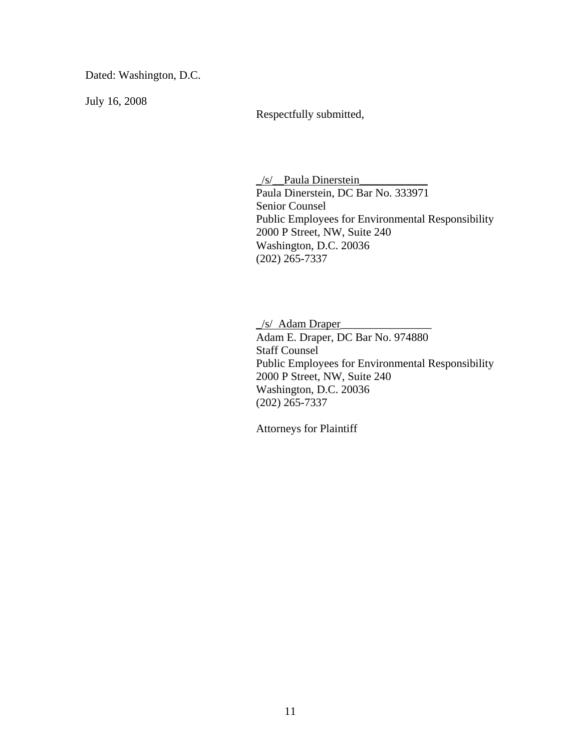Dated: Washington, D.C.

July 16, 2008

Respectfully submitted,

_/s/__Paula Dinerstein____________
Paula Dinerstein, DC Bar No. 333971
Senior Counsel
Public Employees for Environmental Responsibility
2000 P Street, NW, Suite 240
Washington, D.C. 20036
(202) 265-7337

_/s/ Adam Draper________________
Adam E. Draper, DC Bar No. 974880
Staff Counsel
Public Employees for Environmental Responsibility
2000 P Street, NW, Suite 240
Washington, D.C. 20036
(202) 265-7337

Attorneys for Plaintiff